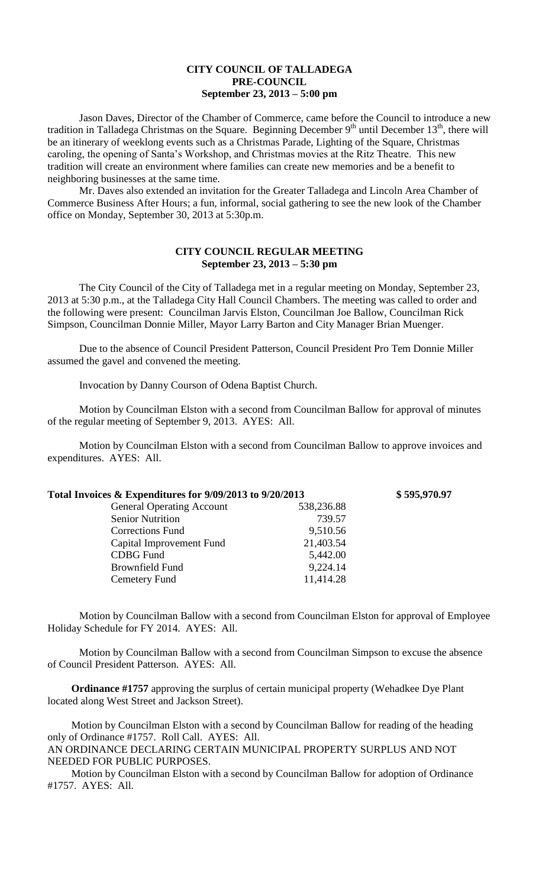**CITY COUNCIL OF TALLADEGA**
**PRE-COUNCIL**
**September 23, 2013 – 5:00 pm**

Jason Daves, Director of the Chamber of Commerce, came before the Council to introduce a new tradition in Talladega Christmas on the Square. Beginning December 9th until December 13th, there will be an itinerary of weeklong events such as a Christmas Parade, Lighting of the Square, Christmas caroling, the opening of Santa's Workshop, and Christmas movies at the Ritz Theatre. This new tradition will create an environment where families can create new memories and be a benefit to neighboring businesses at the same time.

Mr. Daves also extended an invitation for the Greater Talladega and Lincoln Area Chamber of Commerce Business After Hours; a fun, informal, social gathering to see the new look of the Chamber office on Monday, September 30, 2013 at 5:30p.m.

**CITY COUNCIL REGULAR MEETING**
**September 23, 2013 – 5:30 pm**

The City Council of the City of Talladega met in a regular meeting on Monday, September 23, 2013 at 5:30 p.m., at the Talladega City Hall Council Chambers. The meeting was called to order and the following were present: Councilman Jarvis Elston, Councilman Joe Ballow, Councilman Rick Simpson, Councilman Donnie Miller, Mayor Larry Barton and City Manager Brian Muenger.

Due to the absence of Council President Patterson, Council President Pro Tem Donnie Miller assumed the gavel and convened the meeting.

Invocation by Danny Courson of Odena Baptist Church.

Motion by Councilman Elston with a second from Councilman Ballow for approval of minutes of the regular meeting of September 9, 2013. AYES: All.

Motion by Councilman Elston with a second from Councilman Ballow to approve invoices and expenditures. AYES: All.

| **Total Invoices & Expenditures for 9/09/2013 to 9/20/2013** | | **$ 595,970.97** |
|---|---|---|
| General Operating Account | 538,236.88 | |
| Senior Nutrition | 739.57 | |
| Corrections Fund | 9,510.56 | |
| Capital Improvement Fund | 21,403.54 | |
| CDBG Fund | 5,442.00 | |
| Brownfield Fund | 9,224.14 | |
| Cemetery Fund | 11,414.28 | |

Motion by Councilman Ballow with a second from Councilman Elston for approval of Employee Holiday Schedule for FY 2014. AYES: All.

Motion by Councilman Ballow with a second from Councilman Simpson to excuse the absence of Council President Patterson. AYES: All.

**Ordinance #1757** approving the surplus of certain municipal property (Wehadkee Dye Plant located along West Street and Jackson Street).

Motion by Councilman Elston with a second by Councilman Ballow for reading of the heading only of Ordinance #1757. Roll Call. AYES: All.
AN ORDINANCE DECLARING CERTAIN MUNICIPAL PROPERTY SURPLUS AND NOT NEEDED FOR PUBLIC PURPOSES.

Motion by Councilman Elston with a second by Councilman Ballow for adoption of Ordinance #1757. AYES: All.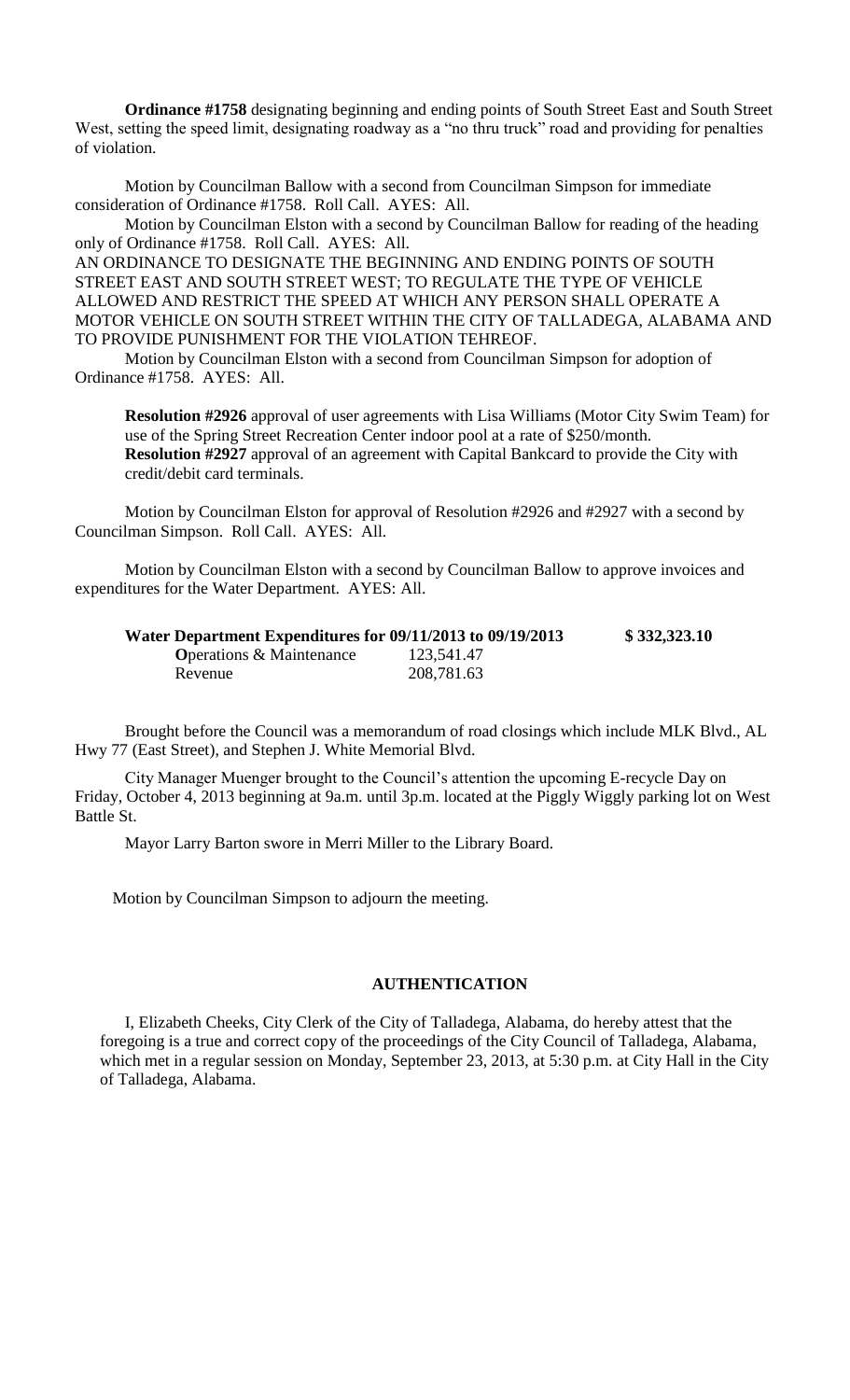**Ordinance #1758** designating beginning and ending points of South Street East and South Street West, setting the speed limit, designating roadway as a "no thru truck" road and providing for penalties of violation.

Motion by Councilman Ballow with a second from Councilman Simpson for immediate consideration of Ordinance #1758. Roll Call. AYES: All.

Motion by Councilman Elston with a second by Councilman Ballow for reading of the heading only of Ordinance #1758. Roll Call. AYES: All.

AN ORDINANCE TO DESIGNATE THE BEGINNING AND ENDING POINTS OF SOUTH STREET EAST AND SOUTH STREET WEST; TO REGULATE THE TYPE OF VEHICLE ALLOWED AND RESTRICT THE SPEED AT WHICH ANY PERSON SHALL OPERATE A MOTOR VEHICLE ON SOUTH STREET WITHIN THE CITY OF TALLADEGA, ALABAMA AND TO PROVIDE PUNISHMENT FOR THE VIOLATION TEHREOF.

Motion by Councilman Elston with a second from Councilman Simpson for adoption of Ordinance #1758. AYES: All.

**Resolution #2926** approval of user agreements with Lisa Williams (Motor City Swim Team) for use of the Spring Street Recreation Center indoor pool at a rate of $250/month.

**Resolution #2927** approval of an agreement with Capital Bankcard to provide the City with credit/debit card terminals.

Motion by Councilman Elston for approval of Resolution #2926 and #2927 with a second by Councilman Simpson. Roll Call. AYES: All.

Motion by Councilman Elston with a second by Councilman Ballow to approve invoices and expenditures for the Water Department. AYES: All.

| | | |
|---|---|---|
| **Water Department Expenditures for 09/11/2013 to 09/19/2013** | | **$ 332,323.10** |
| **O**perations & Maintenance | 123,541.47 | |
| Revenue | 208,781.63 | |

Brought before the Council was a memorandum of road closings which include MLK Blvd., AL Hwy 77 (East Street), and Stephen J. White Memorial Blvd.

City Manager Muenger brought to the Council's attention the upcoming E-recycle Day on Friday, October 4, 2013 beginning at 9a.m. until 3p.m. located at the Piggly Wiggly parking lot on West Battle St.

Mayor Larry Barton swore in Merri Miller to the Library Board.

Motion by Councilman Simpson to adjourn the meeting.

## AUTHENTICATION

I, Elizabeth Cheeks, City Clerk of the City of Talladega, Alabama, do hereby attest that the foregoing is a true and correct copy of the proceedings of the City Council of Talladega, Alabama, which met in a regular session on Monday, September 23, 2013, at 5:30 p.m. at City Hall in the City of Talladega, Alabama.